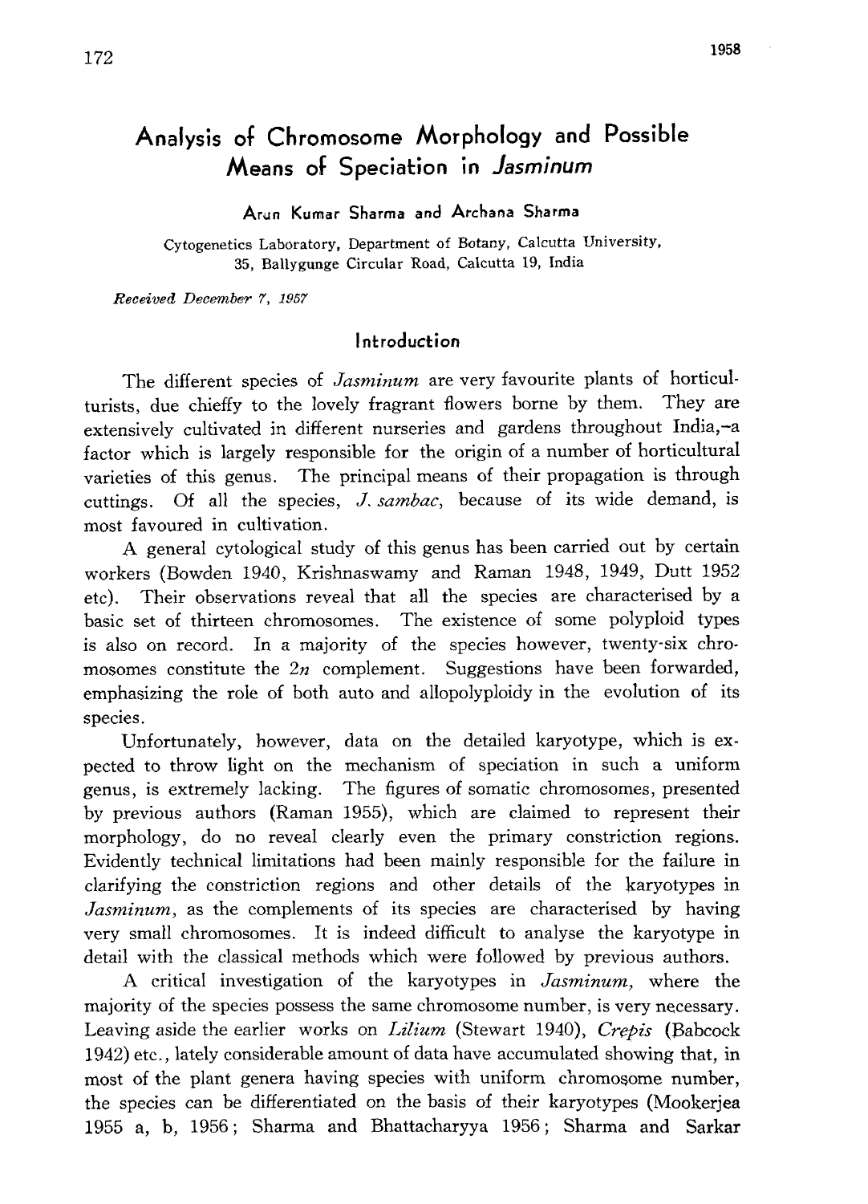# Analysis of Chromosome Morphology and Possible Means of Speciation in *Jasminum*

Arun Kumar Sharma and Archana Sharma

Cytogenetics Laboratory, Department of Botany, Calcutta University, 35, Ballygunge Circular Road, Calcutta 19, India

*Received December 7, 1957*

## Introduction

The different species of *Jasminum* are very favourite plants of horticulturists, due chieffy to the lovely fragrant flowers borne by them. They are extensively cultivated in different nurseries and gardens throughout India,–a factor which is largely responsible for the origin of a number of horticultural varieties of this genus. The principal means of their propagation is through cuttings. Of all the species, *J. sambac*, because of its wide demand, is most favoured in cultivation.

A general cytological study of this genus has been carried out by certain workers (Bowden 1940, Krishnaswamy and Raman 1948, 1949, Dutt 1952 etc). Their observations reveal that all the species are characterised by a basic set of thirteen chromosomes. The existence of some polyploid types is also on record. In a majority of the species however, twenty-six chromosomes constitute the $2n$ complement. Suggestions have been forwarded, emphasizing the role of both auto and allopolyploidy in the evolution of its species.

Unfortunately, however, data on the detailed karyotype, which is expected to throw light on the mechanism of speciation in such a uniform genus, is extremely lacking. The figures of somatic chromosomes, presented by previous authors (Raman 1955), which are claimed to represent their morphology, do no reveal clearly even the primary constriction regions. Evidently technical limitations had been mainly responsible for the failure in clarifying the constriction regions and other details of the karyotypes in *Jasminum*, as the complements of its species are characterised by having very small chromosomes. It is indeed difficult to analyse the karyotype in detail with the classical methods which were followed by previous authors.

A critical investigation of the karyotypes in *Jasminum*, where the majority of the species possess the same chromosome number, is very necessary. Leaving aside the earlier works on *Lilium* (Stewart 1940), *Crepis* (Babcock 1942) etc., lately considerable amount of data have accumulated showing that, in most of the plant genera having species with uniform chromosome number, the species can be differentiated on the basis of their karyotypes (Mookerjea 1955 a, b, 1956; Sharma and Bhattacharyya 1956; Sharma and Sarkar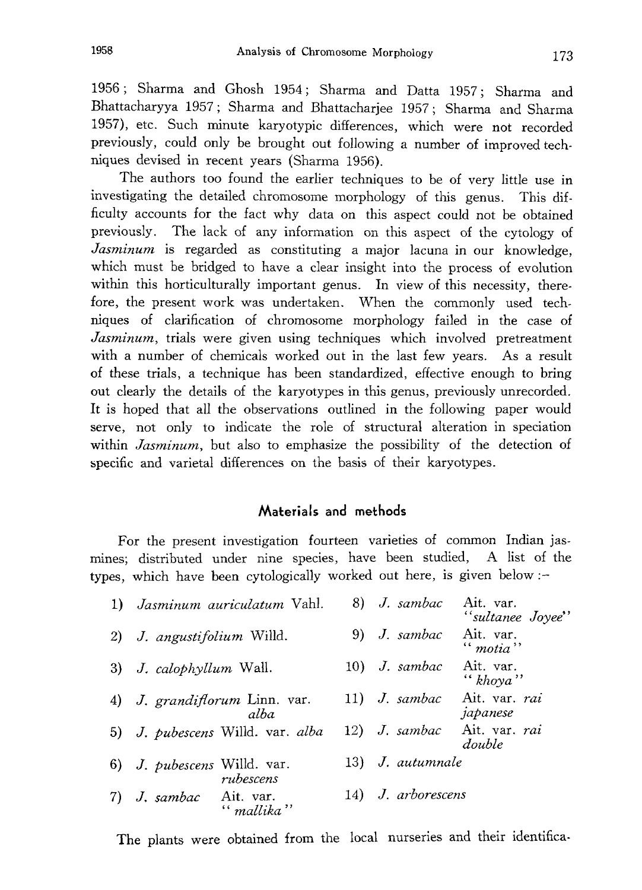1956; Sharma and Ghosh 1954; Sharma and Datta 1957; Sharma and Bhattacharyya 1957; Sharma and Bhattacharjee 1957; Sharma and Sharma 1957), etc. Such minute karyotypic differences, which were not recorded previously, could only be brought out following a number of improved techniques devised in recent years (Sharma 1956).

The authors too found the earlier techniques to be of very little use in investigating the detailed chromosome morphology of this genus. This difficulty accounts for the fact why data on this aspect could not be obtained previously. The lack of any information on this aspect of the cytology of *Jasminum* is regarded as constituting a major lacuna in our knowledge, which must be bridged to have a clear insight into the process of evolution within this horticulturally important genus. In view of this necessity, therefore, the present work was undertaken. When the commonly used techniques of clarification of chromosome morphology failed in the case of *Jasminum*, trials were given using techniques which involved pretreatment with a number of chemicals worked out in the last few years. As a result of these trials, a technique has been standardized, effective enough to bring out clearly the details of the karyotypes in this genus, previously unrecorded. It is hoped that all the observations outlined in the following paper would serve, not only to indicate the role of structural alteration in speciation within *Jasminum*, but also to emphasize the possibility of the detection of specific and varietal differences on the basis of their karyotypes.

## Materials and methods

For the present investigation fourteen varieties of common Indian jasmines; distributed under nine species, have been studied, A list of the types, which have been cytologically worked out here, is given below :-

1) *Jasminum auriculatum* Vahl.
2) *J. angustifolium* Willd.
3) *J. calophyllum* Wall.
4) *J. grandiflorum* Linn. var. *alba*
5) *J. pubescens* Willd. var. *alba*
6) *J. pubescens* Willd. var. *rubescens*
7) *J. sambac* Ait. var. "*mallika*"
8) *J. sambac* Ait. var. "*sultanee Joyee*"
9) *J. sambac* Ait. var. "*motia*"
10) *J. sambac* Ait. var. "*khoya*"
11) *J. sambac* Ait. var. *rai japanese*
12) *J. sambac* Ait. var. *rai double*
13) *J. autumnale*
14) *J. arborescens*

The plants were obtained from the local nurseries and their identifica-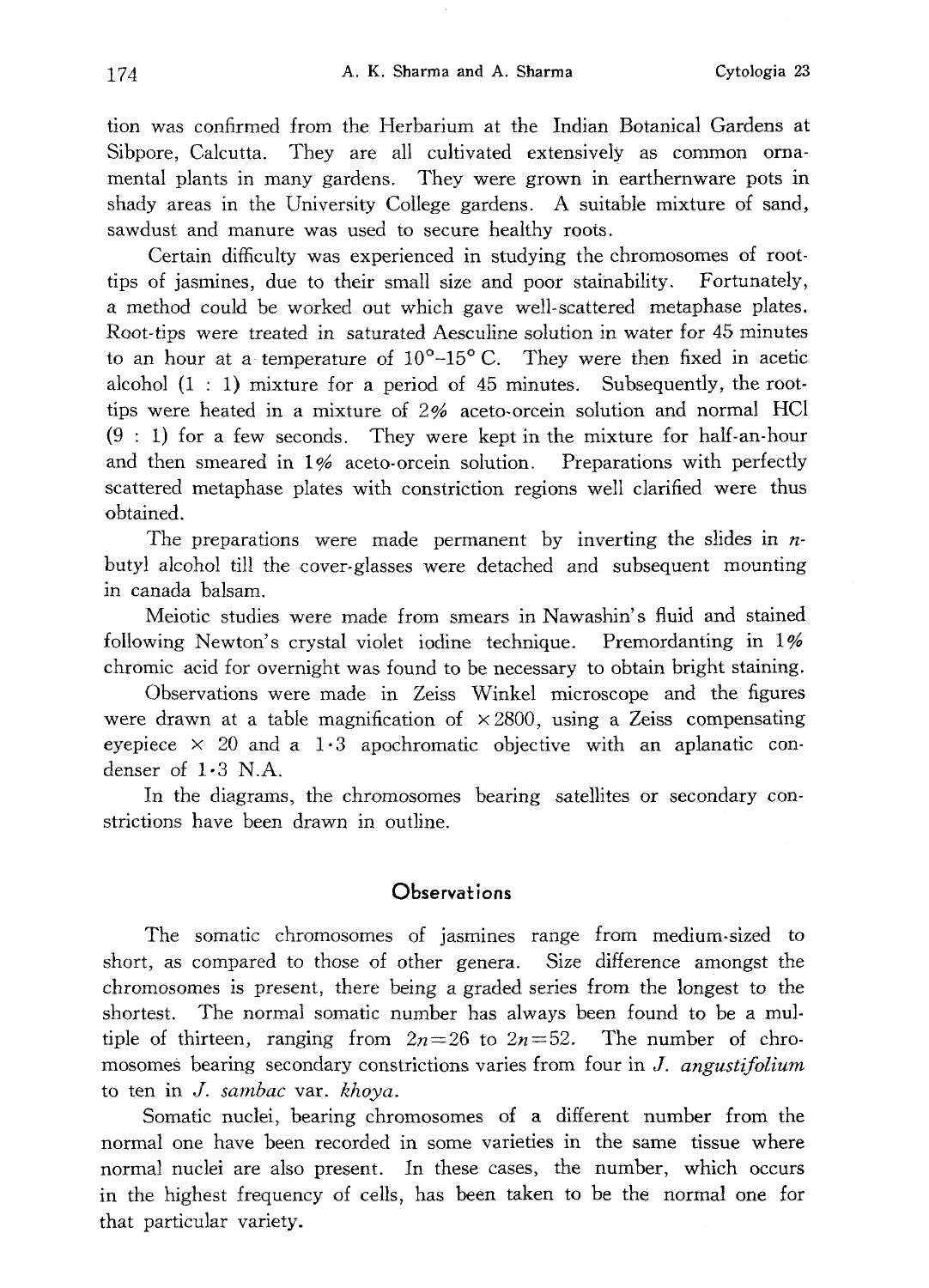tion was confirmed from the Herbarium at the Indian Botanical Gardens at Sibpore, Calcutta. They are all cultivated extensively as common ornamental plants in many gardens. They were grown in earthernware pots in shady areas in the University College gardens. A suitable mixture of sand, sawdust and manure was used to secure healthy roots.

Certain difficulty was experienced in studying the chromosomes of root-tips of jasmines, due to their small size and poor stainability. Fortunately, a method could be worked out which gave well-scattered metaphase plates. Root-tips were treated in saturated Aesculine solution in water for 45 minutes to an hour at a temperature of $10°$–$15° C$. They were then fixed in acetic alcohol (1 : 1) mixture for a period of 45 minutes. Subsequently, the root-tips were heated in a mixture of 2% aceto-orcein solution and normal HCl (9 : 1) for a few seconds. They were kept in the mixture for half-an-hour and then smeared in 1% aceto-orcein solution. Preparations with perfectly scattered metaphase plates with constriction regions well clarified were thus obtained.

The preparations were made permanent by inverting the slides in *n*-butyl alcohol till the cover-glasses were detached and subsequent mounting in canada balsam.

Meiotic studies were made from smears in Nawashin's fluid and stained following Newton's crystal violet iodine technique. Premordanting in 1% chromic acid for overnight was found to be necessary to obtain bright staining.

Observations were made in Zeiss Winkel microscope and the figures were drawn at a table magnification of $\times 2800$, using a Zeiss compensating eyepiece $\times$ 20 and a 1·3 apochromatic objective with an aplanatic condenser of 1·3 N.A.

In the diagrams, the chromosomes bearing satellites or secondary constrictions have been drawn in outline.

## Observations

The somatic chromosomes of jasmines range from medium-sized to short, as compared to those of other genera. Size difference amongst the chromosomes is present, there being a graded series from the longest to the shortest. The normal somatic number has always been found to be a multiple of thirteen, ranging from $2n=26$ to $2n=52$. The number of chromosomes bearing secondary constrictions varies from four in *J. angustifolium* to ten in *J. sambac* var. *khoya*.

Somatic nuclei, bearing chromosomes of a different number from the normal one have been recorded in some varieties in the same tissue where normal nuclei are also present. In these cases, the number, which occurs in the highest frequency of cells, has been taken to be the normal one for that particular variety.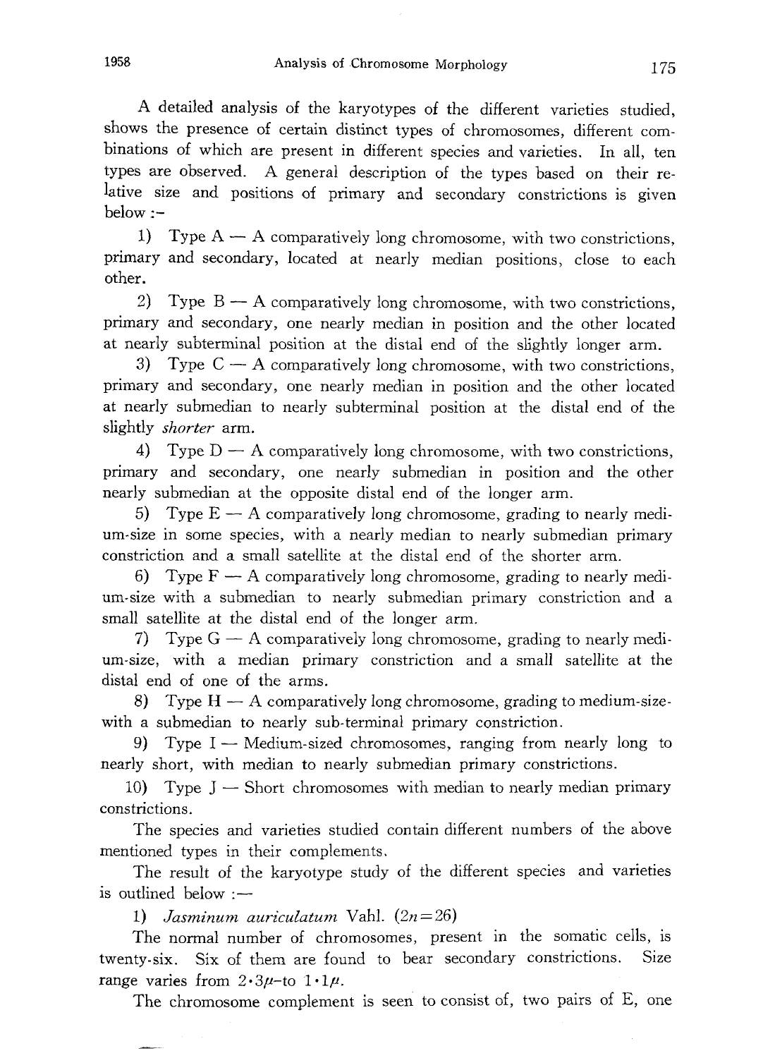A detailed analysis of the karyotypes of the different varieties studied, shows the presence of certain distinct types of chromosomes, different combinations of which are present in different species and varieties. In all, ten types are observed. A general description of the types based on their relative size and positions of primary and secondary constrictions is given below :-

1) Type A — A comparatively long chromosome, with two constrictions, primary and secondary, located at nearly median positions, close to each other.

2) Type B — A comparatively long chromosome, with two constrictions, primary and secondary, one nearly median in position and the other located at nearly subterminal position at the distal end of the slightly longer arm.

3) Type C — A comparatively long chromosome, with two constrictions, primary and secondary, one nearly median in position and the other located at nearly submedian to nearly subterminal position at the distal end of the slightly *shorter* arm.

4) Type D — A comparatively long chromosome, with two constrictions, primary and secondary, one nearly submedian in position and the other nearly submedian at the opposite distal end of the longer arm.

5) Type E — A comparatively long chromosome, grading to nearly medium-size in some species, with a nearly median to nearly submedian primary constriction and a small satellite at the distal end of the shorter arm.

6) Type F — A comparatively long chromosome, grading to nearly medium-size with a submedian to nearly submedian primary constriction and a small satellite at the distal end of the longer arm.

7) Type G — A comparatively long chromosome, grading to nearly medium-size, with a median primary constriction and a small satellite at the distal end of one of the arms.

8) Type H — A comparatively long chromosome, grading to medium-size with a submedian to nearly sub-terminal primary constriction.

9) Type I — Medium-sized chromosomes, ranging from nearly long to nearly short, with median to nearly submedian primary constrictions.

10) Type J — Short chromosomes with median to nearly median primary constrictions.

The species and varieties studied contain different numbers of the above mentioned types in their complements.

The result of the karyotype study of the different species and varieties is outlined below :—

1) *Jasminum auriculatum* Vahl. ($2n=26$)

The normal number of chromosomes, present in the somatic cells, is twenty-six. Six of them are found to bear secondary constrictions. Size range varies from $2{\cdot}3\mu$–to $1{\cdot}1\mu$.

The chromosome complement is seen to consist of, two pairs of E, one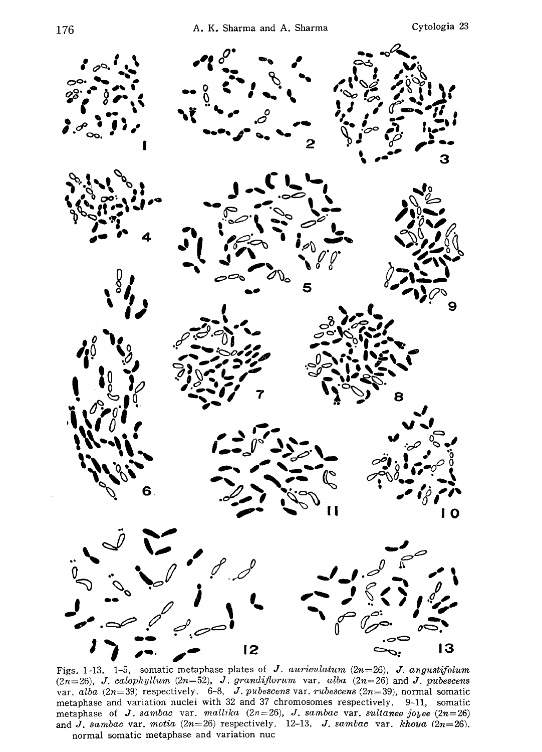Figs. 1-13. 1-5, somatic metaphase plates of *J. auriculatum* (2n=26), *J. angustifolum* (2n=26), *J. calophyllum* (2n=52), *J. grandiflorum* var. *alba* (2n=26) and *J. pubescens* var. *alba* (2n=39) respectively. 6-8, *J. pubescens* var. *rubescens* (2n=39), normal somatic metaphase and variation nuclei with 32 and 37 chromosomes respectively. 9-11, somatic metaphase of *J. sambac* var. *mallika* (2n=26), *J. sambac* var. *sultanee jojee* (2n=26) and *J. sambac* var. *motia* (2n=26) respectively. 12-13, *J. sambac* var. *khoya* (2n=26). normal somatic metaphase and variation nuc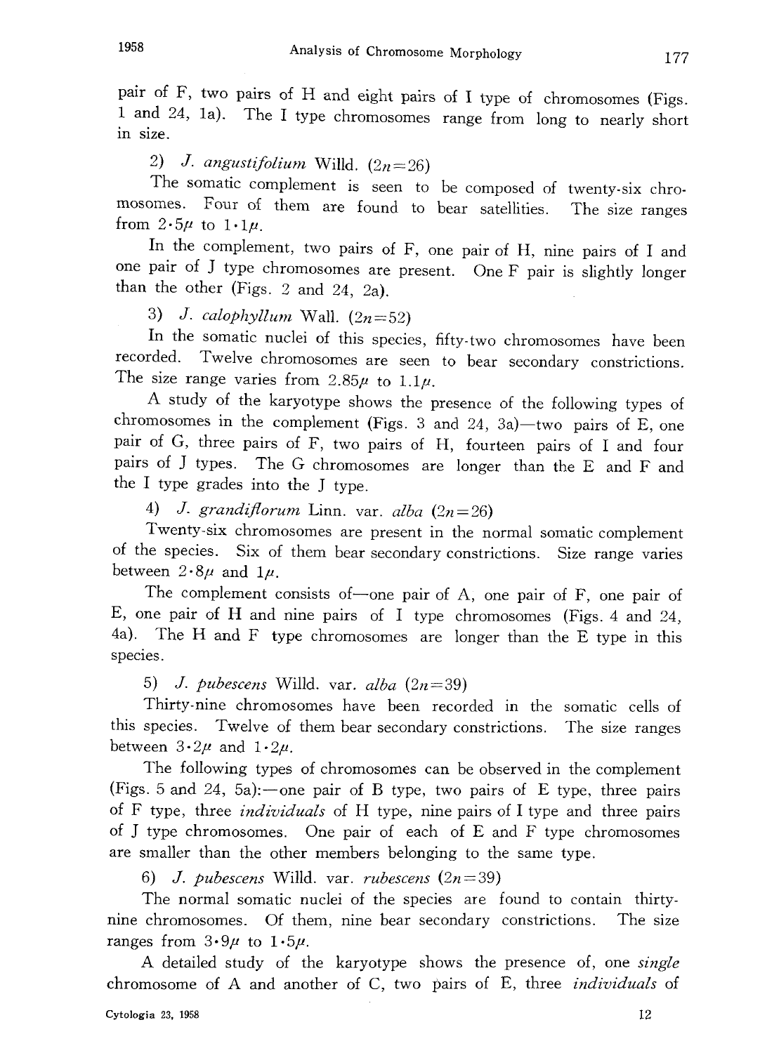pair of F, two pairs of H and eight pairs of I type of chromosomes (Figs. 1 and 24, 1a). The I type chromosomes range from long to nearly short in size.

2) *J. angustifolium* Willd. ($2n=26$)

The somatic complement is seen to be composed of twenty-six chromosomes. Four of them are found to bear satellities. The size ranges from $2{\cdot}5\mu$ to $1{\cdot}1\mu$.

In the complement, two pairs of F, one pair of H, nine pairs of I and one pair of J type chromosomes are present. One F pair is slightly longer than the other (Figs. 2 and 24, 2a).

3) *J. calophyllum* Wall. ($2n=52$)

In the somatic nuclei of this species, fifty-two chromosomes have been recorded. Twelve chromosomes are seen to bear secondary constrictions. The size range varies from $2.85\mu$ to $1.1\mu$.

A study of the karyotype shows the presence of the following types of chromosomes in the complement (Figs. 3 and 24, 3a)—two pairs of E, one pair of G, three pairs of F, two pairs of H, fourteen pairs of I and four pairs of J types. The G chromosomes are longer than the E and F and the I type grades into the J type.

4) *J. grandiflorum* Linn. var. *alba* ($2n=26$)

Twenty-six chromosomes are present in the normal somatic complement of the species. Six of them bear secondary constrictions. Size range varies between $2{\cdot}8\mu$ and $1\mu$.

The complement consists of—one pair of A, one pair of F, one pair of E, one pair of H and nine pairs of I type chromosomes (Figs. 4 and 24, 4a). The H and F type chromosomes are longer than the E type in this species.

5) *J. pubescens* Willd. var. *alba* ($2n=39$)

Thirty-nine chromosomes have been recorded in the somatic cells of this species. Twelve of them bear secondary constrictions. The size ranges between $3{\cdot}2\mu$ and $1{\cdot}2\mu$.

The following types of chromosomes can be observed in the complement (Figs. 5 and 24, 5a):—one pair of B type, two pairs of E type, three pairs of F type, three *individuals* of H type, nine pairs of I type and three pairs of J type chromosomes. One pair of each of E and F type chromosomes are smaller than the other members belonging to the same type.

6) *J. pubescens* Willd. var. *rubescens* ($2n=39$)

The normal somatic nuclei of the species are found to contain thirty-nine chromosomes. Of them, nine bear secondary constrictions. The size ranges from $3{\cdot}9\mu$ to $1{\cdot}5\mu$.

A detailed study of the karyotype shows the presence of, one *single* chromosome of A and another of C, two pairs of E, three *individuals* of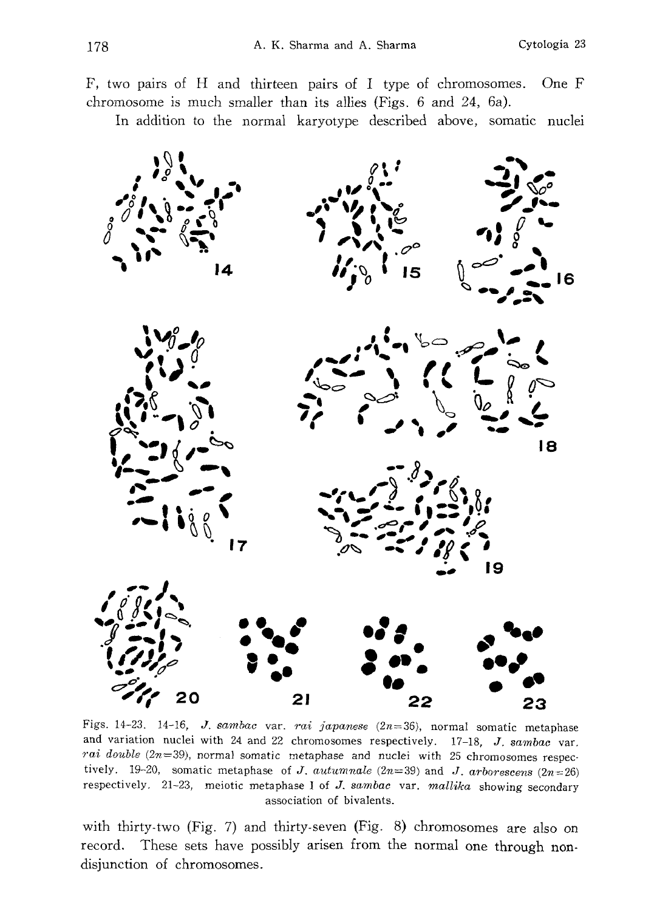F, two pairs of H and thirteen pairs of I type of chromosomes. One F chromosome is much smaller than its allies (Figs. 6 and 24, 6a).

In addition to the normal karyotype described above, somatic nuclei

Figs. 14–23. 14–16, *J. sambac* var. *rai japanese* ($2n=36$), normal somatic metaphase and variation nuclei with 24 and 22 chromosomes respectively. 17–18, *J. sambac* var. *rai double* ($2n=39$), normal somatic metaphase and nuclei with 25 chromosomes respectively. 19–20, somatic metaphase of *J. autumnale* ($2n=39$) and *J. arborescens* ($2n=26$) respectively. 21–23, meiotic metaphase I of *J. sambac* var. *mallika* showing secondary association of bivalents.

with thirty-two (Fig. 7) and thirty-seven (Fig. 8) chromosomes are also on record. These sets have possibly arisen from the normal one through non-disjunction of chromosomes.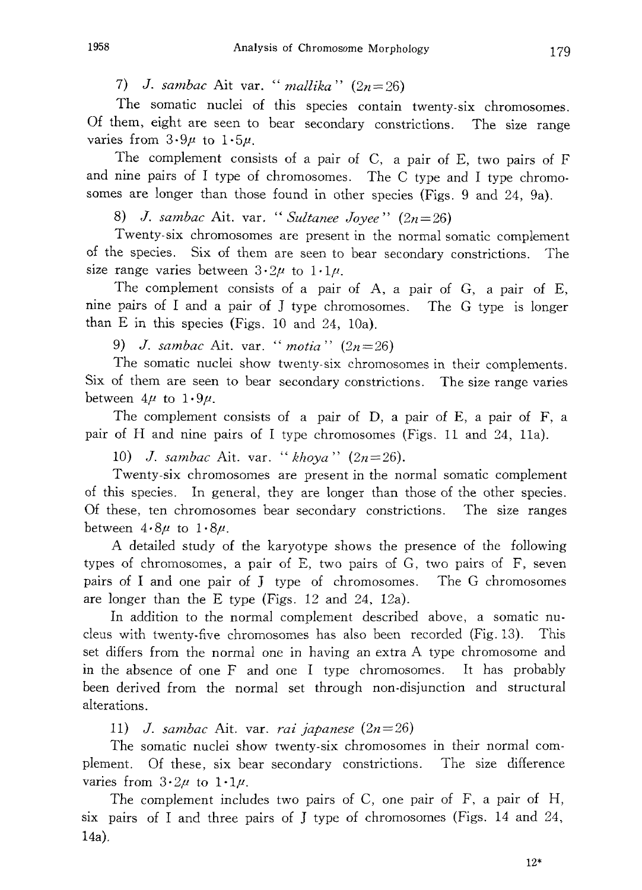7) *J. sambac* Ait var. "*mallika*" ($2n=26$)

The somatic nuclei of this species contain twenty-six chromosomes. Of them, eight are seen to bear secondary constrictions. The size range varies from $3{\cdot}9\mu$ to $1{\cdot}5\mu$.

The complement consists of a pair of C, a pair of E, two pairs of F and nine pairs of I type of chromosomes. The C type and I type chromosomes are longer than those found in other species (Figs. 9 and 24, 9a).

8) *J. sambac* Ait. var. "*Sultanee Joyee*" ($2n=26$)

Twenty-six chromosomes are present in the normal somatic complement of the species. Six of them are seen to bear secondary constrictions. The size range varies between $3{\cdot}2\mu$ to $1{\cdot}1\mu$.

The complement consists of a pair of A, a pair of G, a pair of E, nine pairs of I and a pair of J type chromosomes. The G type is longer than E in this species (Figs. 10 and 24, 10a).

9) *J. sambac* Ait. var. "*motia*" ($2n=26$)

The somatic nuclei show twenty-six chromosomes in their complements. Six of them are seen to bear secondary constrictions. The size range varies between $4\mu$ to $1{\cdot}9\mu$.

The complement consists of a pair of D, a pair of E, a pair of F, a pair of H and nine pairs of I type chromosomes (Figs. 11 and 24, 11a).

10) *J. sambac* Ait. var. "*khoya*" ($2n=26$).

Twenty-six chromosomes are present in the normal somatic complement of this species. In general, they are longer than those of the other species. Of these, ten chromosomes bear secondary constrictions. The size ranges between $4{\cdot}8\mu$ to $1{\cdot}8\mu$.

A detailed study of the karyotype shows the presence of the following types of chromosomes, a pair of E, two pairs of G, two pairs of F, seven pairs of I and one pair of J type of chromosomes. The G chromosomes are longer than the E type (Figs. 12 and 24, 12a).

In addition to the normal complement described above, a somatic nucleus with twenty-five chromosomes has also been recorded (Fig. 13). This set differs from the normal one in having an extra A type chromosome and in the absence of one F and one I type chromosomes. It has probably been derived from the normal set through non-disjunction and structural alterations.

11) *J. sambac* Ait. var. *rai japanese* ($2n=26$)

The somatic nuclei show twenty-six chromosomes in their normal complement. Of these, six bear secondary constrictions. The size difference varies from $3{\cdot}2\mu$ to $1{\cdot}1\mu$.

The complement includes two pairs of C, one pair of F, a pair of H, six pairs of I and three pairs of J type of chromosomes (Figs. 14 and 24, 14a).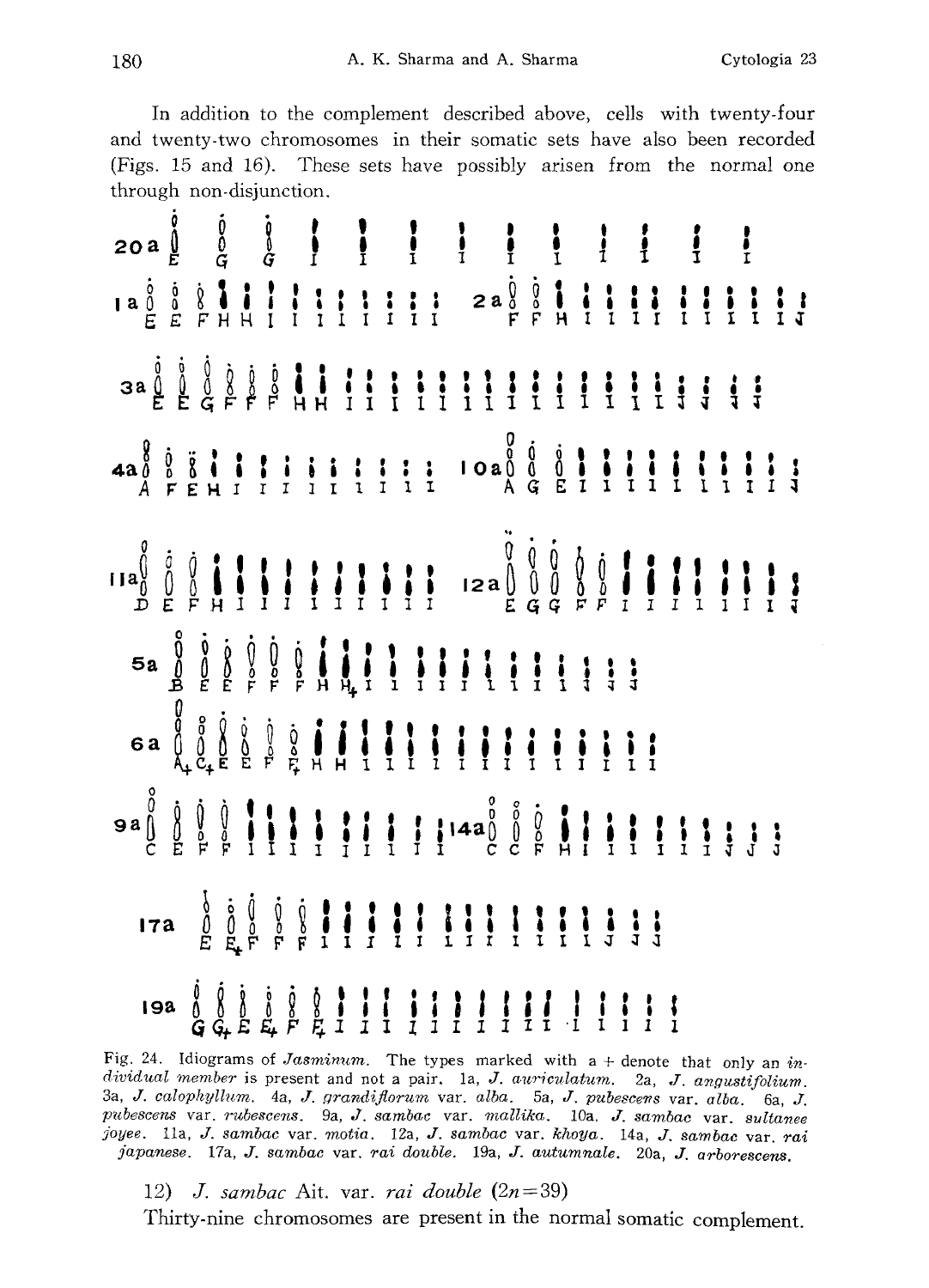In addition to the complement described above, cells with twenty-four and twenty-two chromosomes in their somatic sets have also been recorded (Figs. 15 and 16). These sets have possibly arisen from the normal one through non-disjunction.

Fig. 24. Idiograms of *Jasminum*. The types marked with a + denote that only an *individual member* is present and not a pair. 1a, *J. auriculatum*. 2a, *J. angustifolium*. 3a, *J. calophyllum*. 4a, *J. grandiflorum* var. *alba*. 5a, *J. pubescens* var. *alba*. 6a, *J. pubescens* var. *rubescens*. 9a, *J. sambac* var. *mallika*. 10a. *J. sambac* var. *sultanee joyee*. 11a, *J. sambac* var. *motia*. 12a, *J. sambac* var. *khoya*. 14a, *J. sambac* var. *rai japanese*. 17a, *J. sambac* var. *rai double*. 19a, *J. autumnale*. 20a, *J. arborescens*.

12) *J. sambac* Ait. var. *rai double* ($2n=39$)

Thirty-nine chromosomes are present in the normal somatic complement.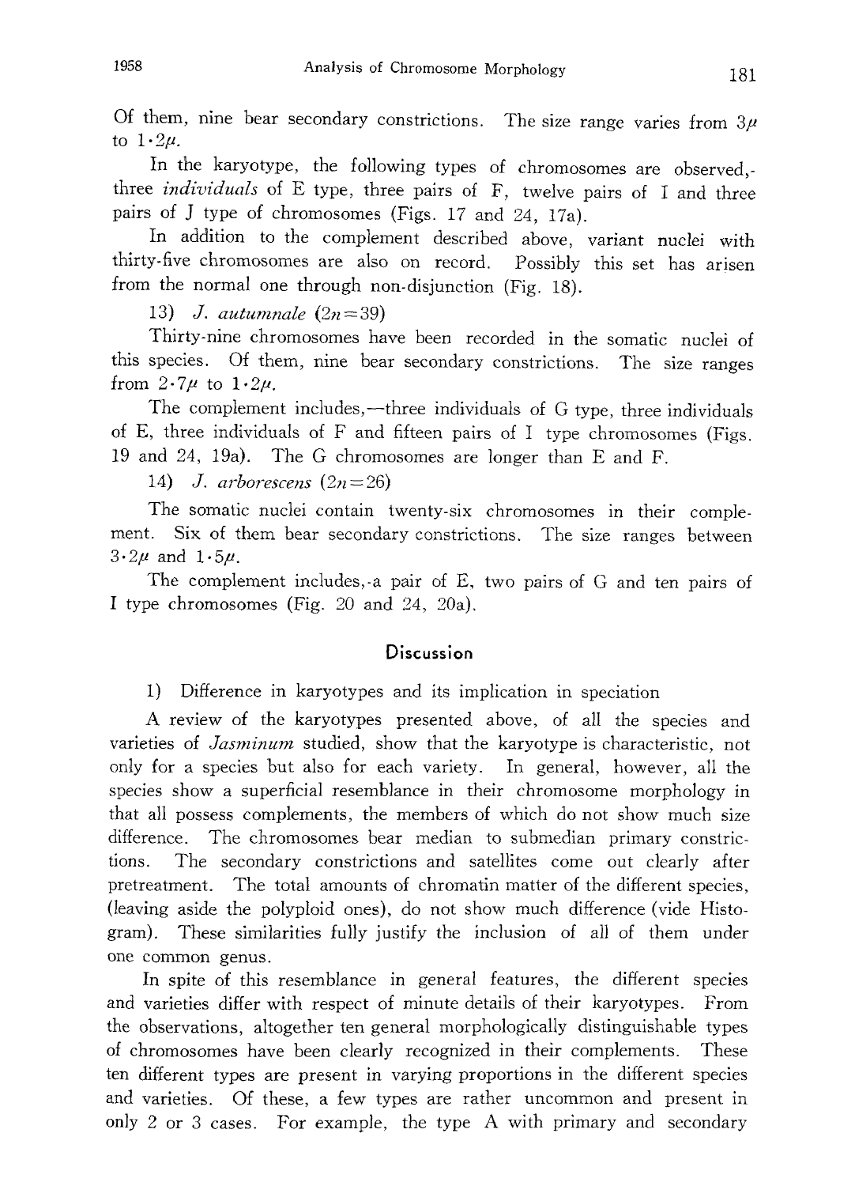Of them, nine bear secondary constrictions. The size range varies from $3\mu$ to $1 \cdot 2\mu$.

In the karyotype, the following types of chromosomes are observed,- three *individuals* of E type, three pairs of F, twelve pairs of I and three pairs of J type of chromosomes (Figs. 17 and 24, 17a).

In addition to the complement described above, variant nuclei with thirty-five chromosomes are also on record. Possibly this set has arisen from the normal one through non-disjunction (Fig. 18).

13) *J. autumnale* ($2n=39$)

Thirty-nine chromosomes have been recorded in the somatic nuclei of this species. Of them, nine bear secondary constrictions. The size ranges from $2 \cdot 7\mu$ to $1 \cdot 2\mu$.

The complement includes,—three individuals of G type, three individuals of E, three individuals of F and fifteen pairs of I type chromosomes (Figs. 19 and 24, 19a). The G chromosomes are longer than E and F.

14) *J. arborescens* ($2n=26$)

The somatic nuclei contain twenty-six chromosomes in their complement. Six of them bear secondary constrictions. The size ranges between $3 \cdot 2\mu$ and $1 \cdot 5\mu$.

The complement includes,-a pair of E, two pairs of G and ten pairs of I type chromosomes (Fig. 20 and 24, 20a).

## Discussion

1) Difference in karyotypes and its implication in speciation

A review of the karyotypes presented above, of all the species and varieties of *Jasminum* studied, show that the karyotype is characteristic, not only for a species but also for each variety. In general, however, all the species show a superficial resemblance in their chromosome morphology in that all possess complements, the members of which do not show much size difference. The chromosomes bear median to submedian primary constrictions. The secondary constrictions and satellites come out clearly after pretreatment. The total amounts of chromatin matter of the different species, (leaving aside the polyploid ones), do not show much difference (vide Histogram). These similarities fully justify the inclusion of all of them under one common genus.

In spite of this resemblance in general features, the different species and varieties differ with respect of minute details of their karyotypes. From the observations, altogether ten general morphologically distinguishable types of chromosomes have been clearly recognized in their complements. These ten different types are present in varying proportions in the different species and varieties. Of these, a few types are rather uncommon and present in only 2 or 3 cases. For example, the type A with primary and secondary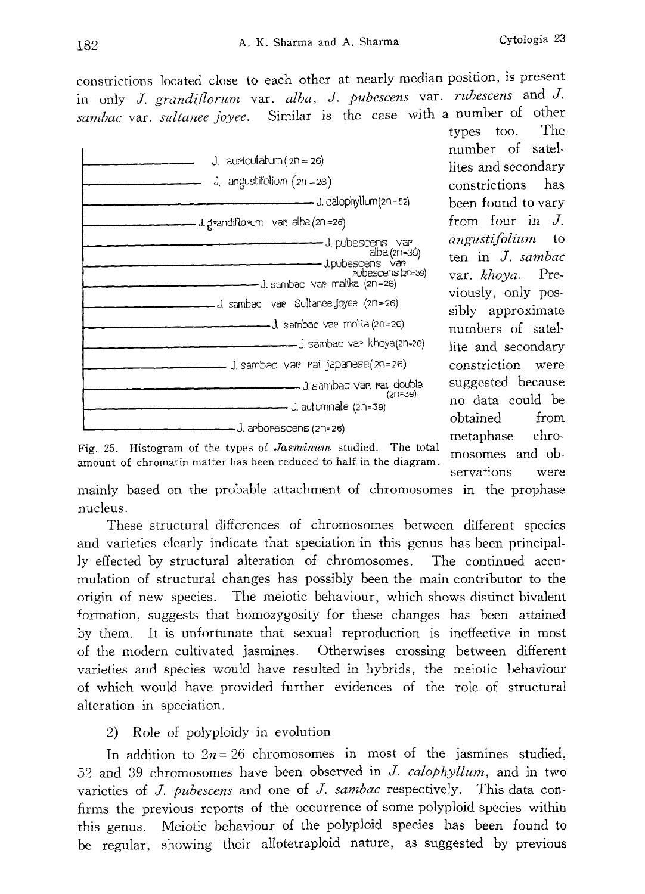constrictions located close to each other at nearly median position, is present in only *J. grandiflorum* var. *alba*, *J. pubescens* var. *rubescens* and *J. sambac* var. *sultanee joyee*. Similar is the case with a number of other types too. The number of satellites and secondary constrictions has been found to vary from four in *J. angustifolium* to ten in *J. sambac* var. *khoya*. Previously, only possibly approximate numbers of satellite and secondary constriction were suggested because no data could be obtained from metaphase chromosomes and observations were mainly based on the probable attachment of chromosomes in the prophase nucleus.

J. auriculatum (2n = 26)
J. angustifolium (2n = 26)
J. calophyllum (2n = 52)
J. grandiflorum var. alba (2n = 26)
J. pubescens var. alba (2n = 39)
J. pubescens var. rubescens (2n = 39)
J. sambac var. malika (2n = 26)
J. sambac var. Sultanee joyee (2n = 26)
J. sambac var. motia (2n = 26)
J. sambac var. khoya (2n = 26)
J. sambac var. rai japanese (2n = 26)
J. sambac var. rai double (2n = 39)
J. autumnale (2n = 39)
J. arborescens (2n = 26)

Fig. 25. Histogram of the types of *Jasminum* studied. The total amount of chromatin matter has been reduced to half in the diagram.

These structural differences of chromosomes between different species and varieties clearly indicate that speciation in this genus has been principally effected by structural alteration of chromosomes. The continued accumulation of structural changes has possibly been the main contributor to the origin of new species. The meiotic behaviour, which shows distinct bivalent formation, suggests that homozygosity for these changes has been attained by them. It is unfortunate that sexual reproduction is ineffective in most of the modern cultivated jasmines. Otherwises crossing between different varieties and species would have resulted in hybrids, the meiotic behaviour of which would have provided further evidences of the role of structural alteration in speciation.

2) Role of polyploidy in evolution

In addition to $2n=26$ chromosomes in most of the jasmines studied, 52 and 39 chromosomes have been observed in *J. calophyllum*, and in two varieties of *J. pubescens* and one of *J. sambac* respectively. This data confirms the previous reports of the occurrence of some polyploid species within this genus. Meiotic behaviour of the polyploid species has been found to be regular, showing their allotetraploid nature, as suggested by previous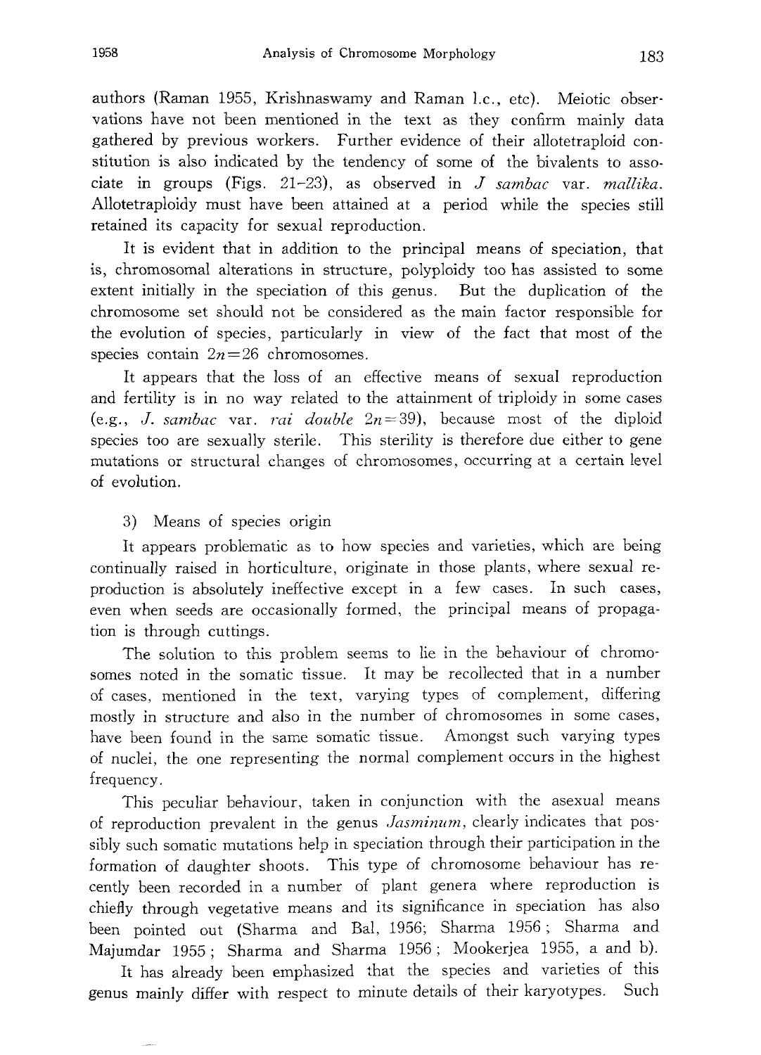authors (Raman 1955, Krishnaswamy and Raman l.c., etc). Meiotic observations have not been mentioned in the text as they confirm mainly data gathered by previous workers. Further evidence of their allotetraploid constitution is also indicated by the tendency of some of the bivalents to associate in groups (Figs. 21–23), as observed in *J sambac* var. *mallika*. Allotetraploidy must have been attained at a period while the species still retained its capacity for sexual reproduction.

It is evident that in addition to the principal means of speciation, that is, chromosomal alterations in structure, polyploidy too has assisted to some extent initially in the speciation of this genus. But the duplication of the chromosome set should not be considered as the main factor responsible for the evolution of species, particularly in view of the fact that most of the species contain $2n=26$ chromosomes.

It appears that the loss of an effective means of sexual reproduction and fertility is in no way related to the attainment of triploidy in some cases (e.g., *J. sambac* var. *rai double* $2n=39$), because most of the diploid species too are sexually sterile. This sterility is therefore due either to gene mutations or structural changes of chromosomes, occurring at a certain level of evolution.

3) Means of species origin

It appears problematic as to how species and varieties, which are being continually raised in horticulture, originate in those plants, where sexual reproduction is absolutely ineffective except in a few cases. In such cases, even when seeds are occasionally formed, the principal means of propagation is through cuttings.

The solution to this problem seems to lie in the behaviour of chromosomes noted in the somatic tissue. It may be recollected that in a number of cases, mentioned in the text, varying types of complement, differing mostly in structure and also in the number of chromosomes in some cases, have been found in the same somatic tissue. Amongst such varying types of nuclei, the one representing the normal complement occurs in the highest frequency.

This peculiar behaviour, taken in conjunction with the asexual means of reproduction prevalent in the genus *Jasminum*, clearly indicates that possibly such somatic mutations help in speciation through their participation in the formation of daughter shoots. This type of chromosome behaviour has recently been recorded in a number of plant genera where reproduction is chiefly through vegetative means and its significance in speciation has also been pointed out (Sharma and Bal, 1956; Sharma 1956; Sharma and Majumdar 1955; Sharma and Sharma 1956; Mookerjea 1955, a and b).

It has already been emphasized that the species and varieties of this genus mainly differ with respect to minute details of their karyotypes. Such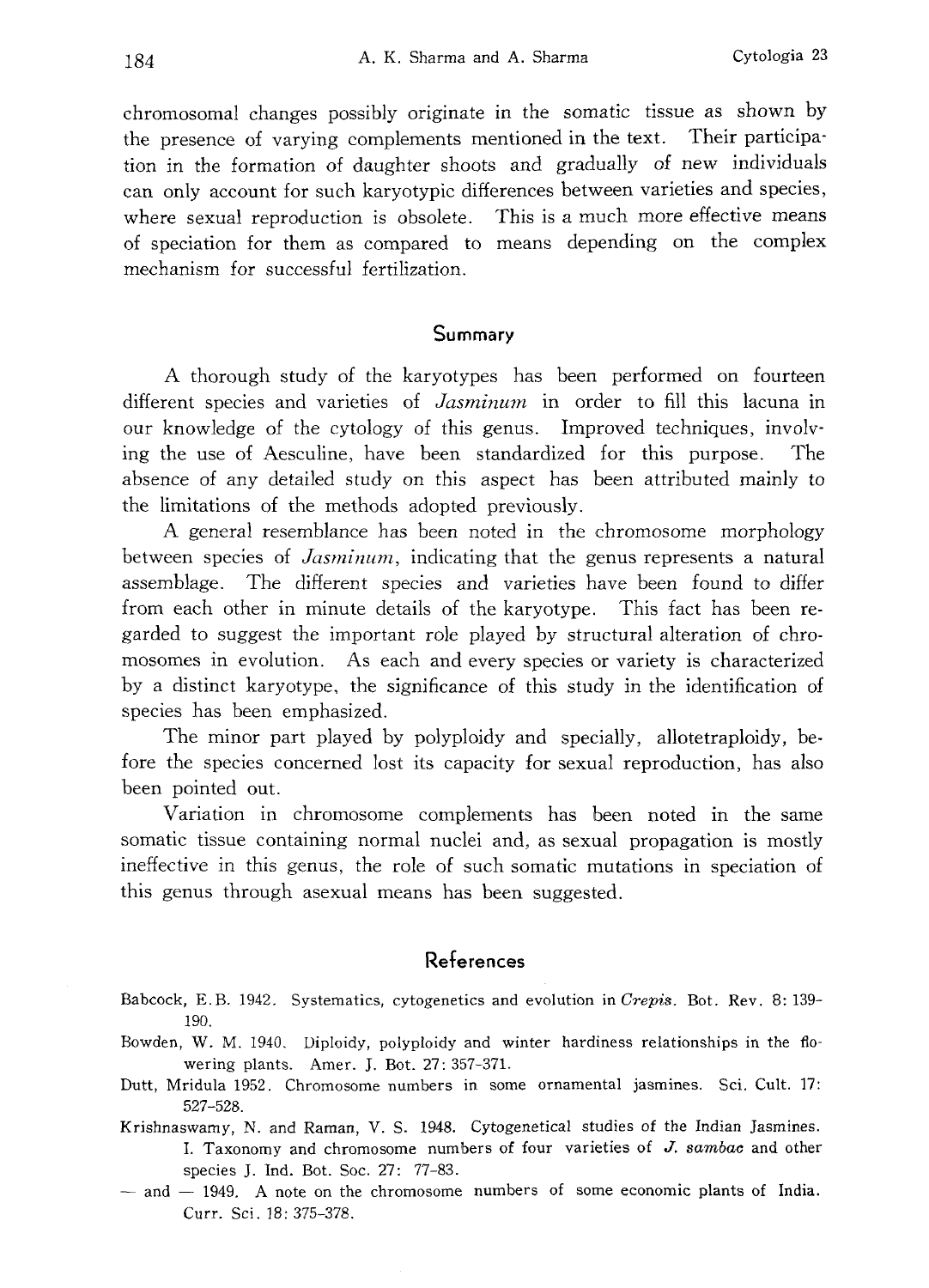chromosomal changes possibly originate in the somatic tissue as shown by the presence of varying complements mentioned in the text. Their participation in the formation of daughter shoots and gradually of new individuals can only account for such karyotypic differences between varieties and species, where sexual reproduction is obsolete. This is a much more effective means of speciation for them as compared to means depending on the complex mechanism for successful fertilization.

## Summary

A thorough study of the karyotypes has been performed on fourteen different species and varieties of *Jasminum* in order to fill this lacuna in our knowledge of the cytology of this genus. Improved techniques, involving the use of Aesculine, have been standardized for this purpose. The absence of any detailed study on this aspect has been attributed mainly to the limitations of the methods adopted previously.

A general resemblance has been noted in the chromosome morphology between species of *Jasminum*, indicating that the genus represents a natural assemblage. The different species and varieties have been found to differ from each other in minute details of the karyotype. This fact has been regarded to suggest the important role played by structural alteration of chromosomes in evolution. As each and every species or variety is characterized by a distinct karyotype, the significance of this study in the identification of species has been emphasized.

The minor part played by polyploidy and specially, allotetraploidy, before the species concerned lost its capacity for sexual reproduction, has also been pointed out.

Variation in chromosome complements has been noted in the same somatic tissue containing normal nuclei and, as sexual propagation is mostly ineffective in this genus, the role of such somatic mutations in speciation of this genus through asexual means has been suggested.

## References

Babcock, E.B. 1942. Systematics, cytogenetics and evolution in *Crepis*. Bot. Rev. 8: 139–190.

Bowden, W. M. 1940. Diploidy, polyploidy and winter hardiness relationships in the flowering plants. Amer. J. Bot. 27: 357–371.

Dutt, Mridula 1952. Chromosome numbers in some ornamental jasmines. Sci. Cult. 17: 527–528.

Krishnaswamy, N. and Raman, V. S. 1948. Cytogenetical studies of the Indian Jasmines. I. Taxonomy and chromosome numbers of four varieties of *J. sambac* and other species J. Ind. Bot. Soc. 27: 77–83.

— and — 1949. A note on the chromosome numbers of some economic plants of India. Curr. Sci. 18: 375–378.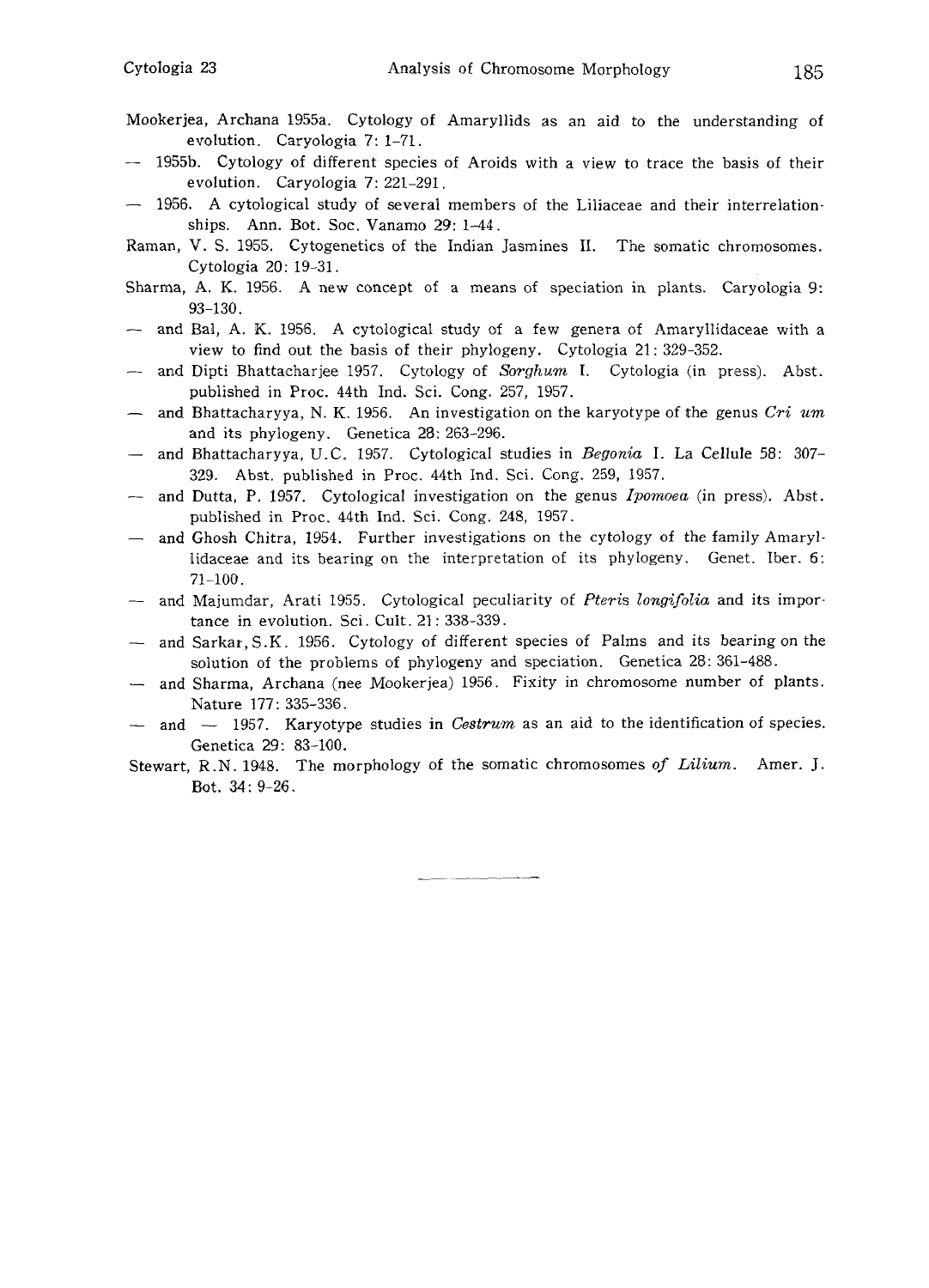Mookerjea, Archana 1955a. Cytology of Amaryllids as an aid to the understanding of evolution. Caryologia 7: 1-71.

— 1955b. Cytology of different species of Aroids with a view to trace the basis of their evolution. Caryologia 7: 221-291.

— 1956. A cytological study of several members of the Liliaceae and their interrelationships. Ann. Bot. Soc. Vanamo 29: 1-44.

Raman, V. S. 1955. Cytogenetics of the Indian Jasmines II. The somatic chromosomes. Cytologia 20: 19-31.

Sharma, A. K. 1956. A new concept of a means of speciation in plants. Caryologia 9: 93-130.

— and Bal, A. K. 1956. A cytological study of a few genera of Amaryllidaceae with a view to find out the basis of their phylogeny. Cytologia 21: 329-352.

— and Dipti Bhattacharjee 1957. Cytology of *Sorghum* I. Cytologia (in press). Abst. published in Proc. 44th Ind. Sci. Cong. 257, 1957.

— and Bhattacharyya, N. K. 1956. An investigation on the karyotype of the genus *Cri um* and its phylogeny. Genetica 28: 263-296.

— and Bhattacharyya, U.C. 1957. Cytological studies in *Begonia* I. La Cellule 58: 307-329. Abst. published in Proc. 44th Ind. Sci. Cong. 259, 1957.

— and Dutta, P. 1957. Cytological investigation on the genus *Ipomoea* (in press). Abst. published in Proc. 44th Ind. Sci. Cong. 248, 1957.

— and Ghosh Chitra, 1954. Further investigations on the cytology of the family Amaryllidaceae and its bearing on the interpretation of its phylogeny. Genet. Iber. 6: 71-100.

— and Majumdar, Arati 1955. Cytological peculiarity of *Pteris longifolia* and its importance in evolution. Sci. Cult. 21: 338-339.

— and Sarkar, S.K. 1956. Cytology of different species of Palms and its bearing on the solution of the problems of phylogeny and speciation. Genetica 28: 361-488.

— and Sharma, Archana (nee Mookerjea) 1956. Fixity in chromosome number of plants. Nature 177: 335-336.

— and — 1957. Karyotype studies in *Cestrum* as an aid to the identification of species. Genetica 29: 83-100.

Stewart, R.N. 1948. The morphology of the somatic chromosomes *of Lilium*. Amer. J. Bot. 34: 9-26.